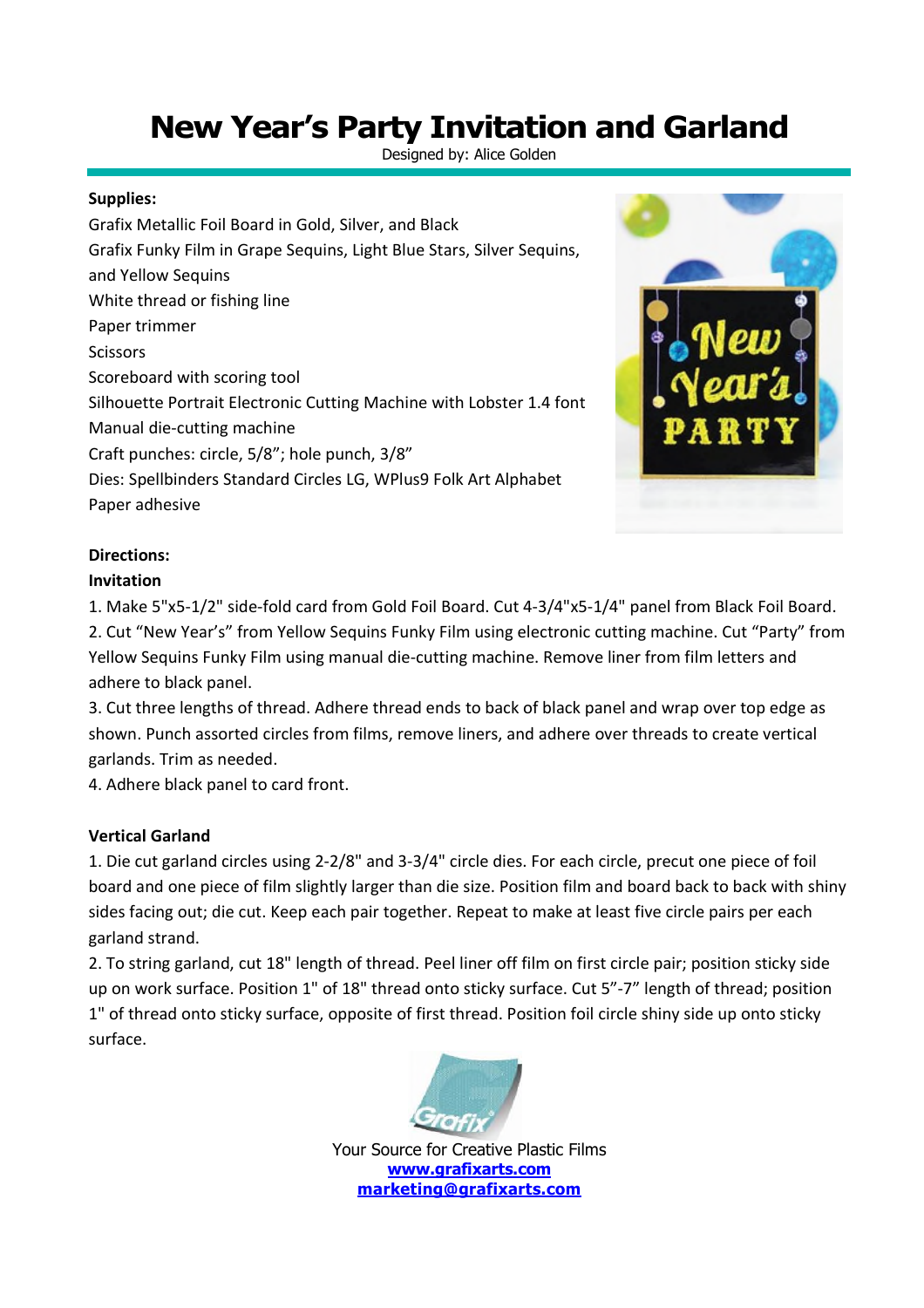# New Year's Party Invitation and Garland

Designed by: Alice Golden

**Supplies:**

Grafix Metallic Foil Board in Gold, Silver, and Black
Grafix Funky Film in Grape Sequins, Light Blue Stars, Silver Sequins, and Yellow Sequins
White thread or fishing line
Paper trimmer
Scissors
Scoreboard with scoring tool
Silhouette Portrait Electronic Cutting Machine with Lobster 1.4 font
Manual die-cutting machine
Craft punches: circle, 5/8"; hole punch, 3/8"
Dies: Spellbinders Standard Circles LG, WPlus9 Folk Art Alphabet
Paper adhesive

**Directions:**

**Invitation**

1. Make 5"x5-1/2" side-fold card from Gold Foil Board. Cut 4-3/4"x5-1/4" panel from Black Foil Board.
2. Cut "New Year's" from Yellow Sequins Funky Film using electronic cutting machine. Cut "Party" from Yellow Sequins Funky Film using manual die-cutting machine. Remove liner from film letters and adhere to black panel.
3. Cut three lengths of thread. Adhere thread ends to back of black panel and wrap over top edge as shown. Punch assorted circles from films, remove liners, and adhere over threads to create vertical garlands. Trim as needed.
4. Adhere black panel to card front.

**Vertical Garland**

1. Die cut garland circles using 2-2/8" and 3-3/4" circle dies. For each circle, precut one piece of foil board and one piece of film slightly larger than die size. Position film and board back to back with shiny sides facing out; die cut. Keep each pair together. Repeat to make at least five circle pairs per each garland strand.
2. To string garland, cut 18" length of thread. Peel liner off film on first circle pair; position sticky side up on work surface. Position 1" of 18" thread onto sticky surface. Cut 5"-7" length of thread; position 1" of thread onto sticky surface, opposite of first thread. Position foil circle shiny side up onto sticky surface.

Your Source for Creative Plastic Films
www.grafixarts.com
marketing@grafixarts.com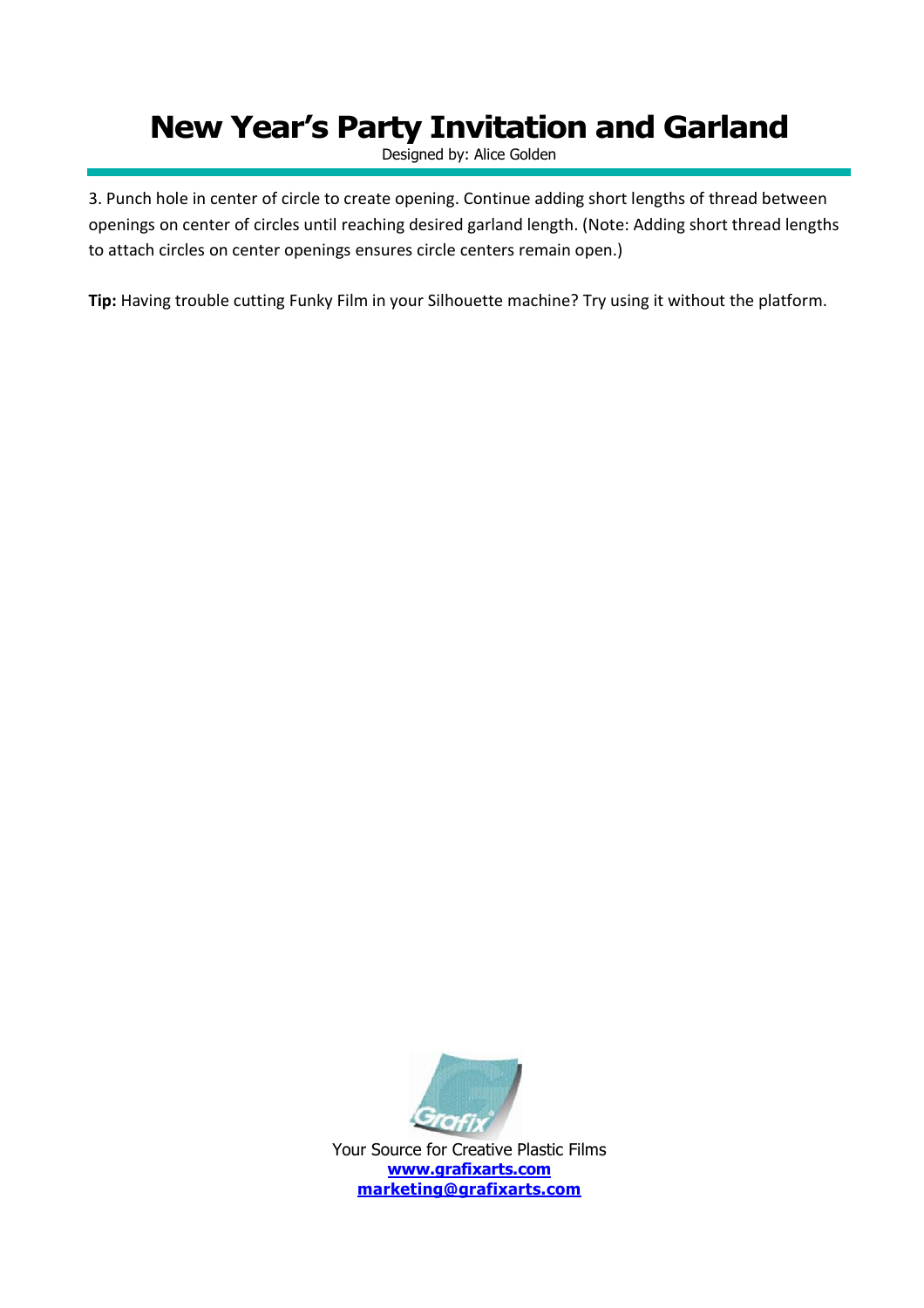# New Year's Party Invitation and Garland

Designed by: Alice Golden

3. Punch hole in center of circle to create opening. Continue adding short lengths of thread between openings on center of circles until reaching desired garland length. (Note: Adding short thread lengths to attach circles on center openings ensures circle centers remain open.)

**Tip:** Having trouble cutting Funky Film in your Silhouette machine? Try using it without the platform.

Your Source for Creative Plastic Films

**www.grafixarts.com**

**marketing@grafixarts.com**